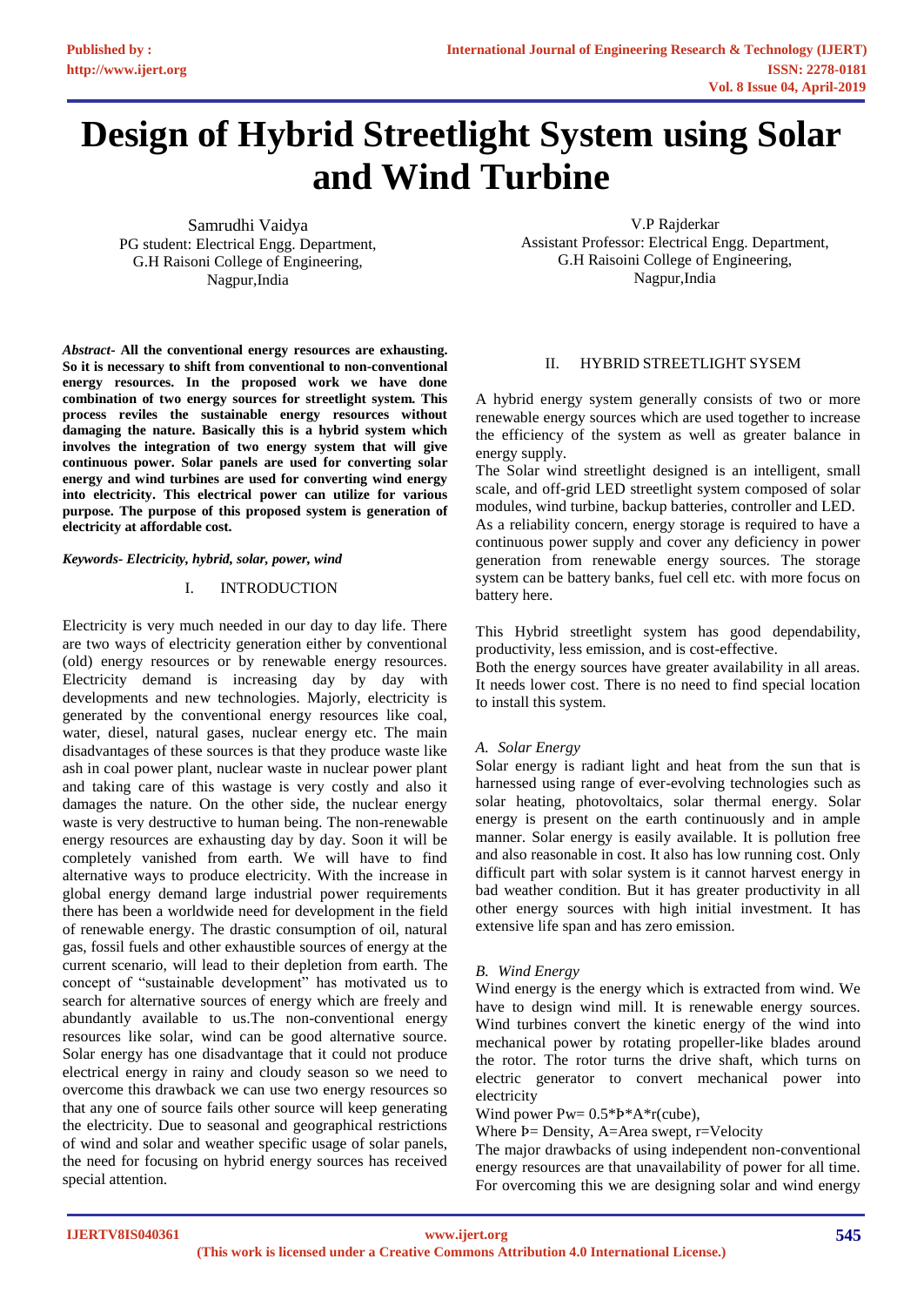# Design of Hybrid Streetlight System using Solar and Wind Turbine

Samrudhi Vaidya
PG student: Electrical Engg. Department,
G.H Raisoni College of Engineering,
Nagpur,India

V.P Rajderkar
Assistant Professor: Electrical Engg. Department,
G.H Raisoini College of Engineering,
Nagpur,India

***Abstract*- All the conventional energy resources are exhausting. So it is necessary to shift from conventional to non-conventional energy resources. In the proposed work we have done combination of two energy sources for streetlight system. This process reviles the sustainable energy resources without damaging the nature. Basically this is a hybrid system which involves the integration of two energy system that will give continuous power. Solar panels are used for converting solar energy and wind turbines are used for converting wind energy into electricity. This electrical power can utilize for various purpose. The purpose of this proposed system is generation of electricity at affordable cost.**

***Keywords- Electricity, hybrid, solar, power, wind***

## I. INTRODUCTION

Electricity is very much needed in our day to day life. There are two ways of electricity generation either by conventional (old) energy resources or by renewable energy resources. Electricity demand is increasing day by day with developments and new technologies. Majorly, electricity is generated by the conventional energy resources like coal, water, diesel, natural gases, nuclear energy etc. The main disadvantages of these sources is that they produce waste like ash in coal power plant, nuclear waste in nuclear power plant and taking care of this wastage is very costly and also it damages the nature. On the other side, the nuclear energy waste is very destructive to human being. The non-renewable energy resources are exhausting day by day. Soon it will be completely vanished from earth. We will have to find alternative ways to produce electricity. With the increase in global energy demand large industrial power requirements there has been a worldwide need for development in the field of renewable energy. The drastic consumption of oil, natural gas, fossil fuels and other exhaustible sources of energy at the current scenario, will lead to their depletion from earth. The concept of "sustainable development" has motivated us to search for alternative sources of energy which are freely and abundantly available to us.The non-conventional energy resources like solar, wind can be good alternative source. Solar energy has one disadvantage that it could not produce electrical energy in rainy and cloudy season so we need to overcome this drawback we can use two energy resources so that any one of source fails other source will keep generating the electricity. Due to seasonal and geographical restrictions of wind and solar and weather specific usage of solar panels, the need for focusing on hybrid energy sources has received special attention.

## II. HYBRID STREETLIGHT SYSEM

A hybrid energy system generally consists of two or more renewable energy sources which are used together to increase the efficiency of the system as well as greater balance in energy supply.

The Solar wind streetlight designed is an intelligent, small scale, and off-grid LED streetlight system composed of solar modules, wind turbine, backup batteries, controller and LED.

As a reliability concern, energy storage is required to have a continuous power supply and cover any deficiency in power generation from renewable energy sources. The storage system can be battery banks, fuel cell etc. with more focus on battery here.

This Hybrid streetlight system has good dependability, productivity, less emission, and is cost-effective.

Both the energy sources have greater availability in all areas. It needs lower cost. There is no need to find special location to install this system.

### *A. Solar Energy*

Solar energy is radiant light and heat from the sun that is harnessed using range of ever-evolving technologies such as solar heating, photovoltaics, solar thermal energy. Solar energy is present on the earth continuously and in ample manner. Solar energy is easily available. It is pollution free and also reasonable in cost. It also has low running cost. Only difficult part with solar system is it cannot harvest energy in bad weather condition. But it has greater productivity in all other energy sources with high initial investment. It has extensive life span and has zero emission.

### *B. Wind Energy*

Wind energy is the energy which is extracted from wind. We have to design wind mill. It is renewable energy sources. Wind turbines convert the kinetic energy of the wind into mechanical power by rotating propeller-like blades around the rotor. The rotor turns the drive shaft, which turns on electric generator to convert mechanical power into electricity

Wind power Pw= 0.5\*Þ\*A\*r(cube),

Where Þ= Density, A=Area swept, r=Velocity

The major drawbacks of using independent non-conventional energy resources are that unavailability of power for all time. For overcoming this we are designing solar and wind energy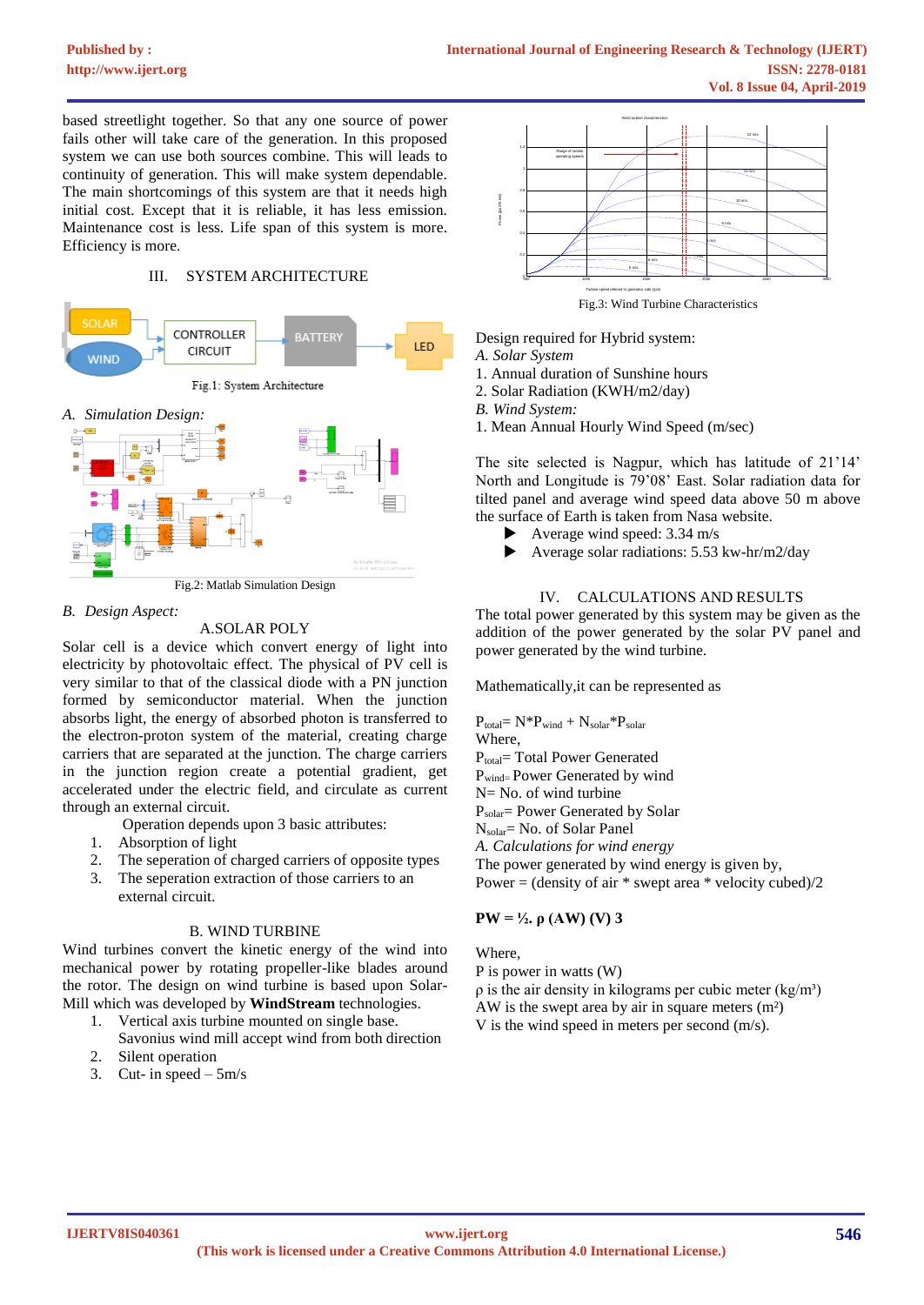based streetlight together. So that any one source of power fails other will take care of the generation. In this proposed system we can use both sources combine. This will leads to continuity of generation. This will make system dependable. The main shortcomings of this system are that it needs high initial cost. Except that it is reliable, it has less emission. Maintenance cost is less. Life span of this system is more. Efficiency is more.

## III. SYSTEM ARCHITECTURE

Fig.1: System Architecture

### A. *Simulation Design:*

Fig.2: Matlab Simulation Design

### B. *Design Aspect:*

A.SOLAR POLY

Solar cell is a device which convert energy of light into electricity by photovoltaic effect. The physical of PV cell is very similar to that of the classical diode with a PN junction formed by semiconductor material. When the junction absorbs light, the energy of absorbed photon is transferred to the electron-proton system of the material, creating charge carriers that are separated at the junction. The charge carriers in the junction region create a potential gradient, get accelerated under the electric field, and circulate as current through an external circuit.

Operation depends upon 3 basic attributes:

1. Absorption of light
2. The seperation of charged carriers of opposite types
3. The seperation extraction of those carriers to an external circuit.

B. WIND TURBINE

Wind turbines convert the kinetic energy of the wind into mechanical power by rotating propeller-like blades around the rotor. The design on wind turbine is based upon Solar-Mill which was developed by **WindStream** technologies.

1. Vertical axis turbine mounted on single base. Savonius wind mill accept wind from both direction
2. Silent operation
3. Cut- in speed – 5m/s

Fig.3: Wind Turbine Characteristics

Design required for Hybrid system:

*A. Solar System*

1. Annual duration of Sunshine hours
2. Solar Radiation (KWH/m2/day)

*B. Wind System:*

1. Mean Annual Hourly Wind Speed (m/sec)

The site selected is Nagpur, which has latitude of 21'14' North and Longitude is 79'08' East. Solar radiation data for tilted panel and average wind speed data above 50 m above the surface of Earth is taken from Nasa website.

- Average wind speed: 3.34 m/s
- Average solar radiations: 5.53 kw-hr/m2/day

## IV. CALCULATIONS AND RESULTS

The total power generated by this system may be given as the addition of the power generated by the solar PV panel and power generated by the wind turbine.

Mathematically,it can be represented as

$P_{total}= N*P_{wind} + N_{solar}*P_{solar}$

Where,

$P_{total}$= Total Power Generated

$P_{wind=}$ Power Generated by wind

N= No. of wind turbine

$P_{solar}$= Power Generated by Solar

$N_{solar}$= No. of Solar Panel

*A. Calculations for wind energy*

The power generated by wind energy is given by,

Power = (density of air * swept area * velocity cubed)/2

**PW = ½. ρ (AW) (V) 3**

Where,

P is power in watts (W)

ρ is the air density in kilograms per cubic meter (kg/m³)

AW is the swept area by air in square meters (m²)

V is the wind speed in meters per second (m/s).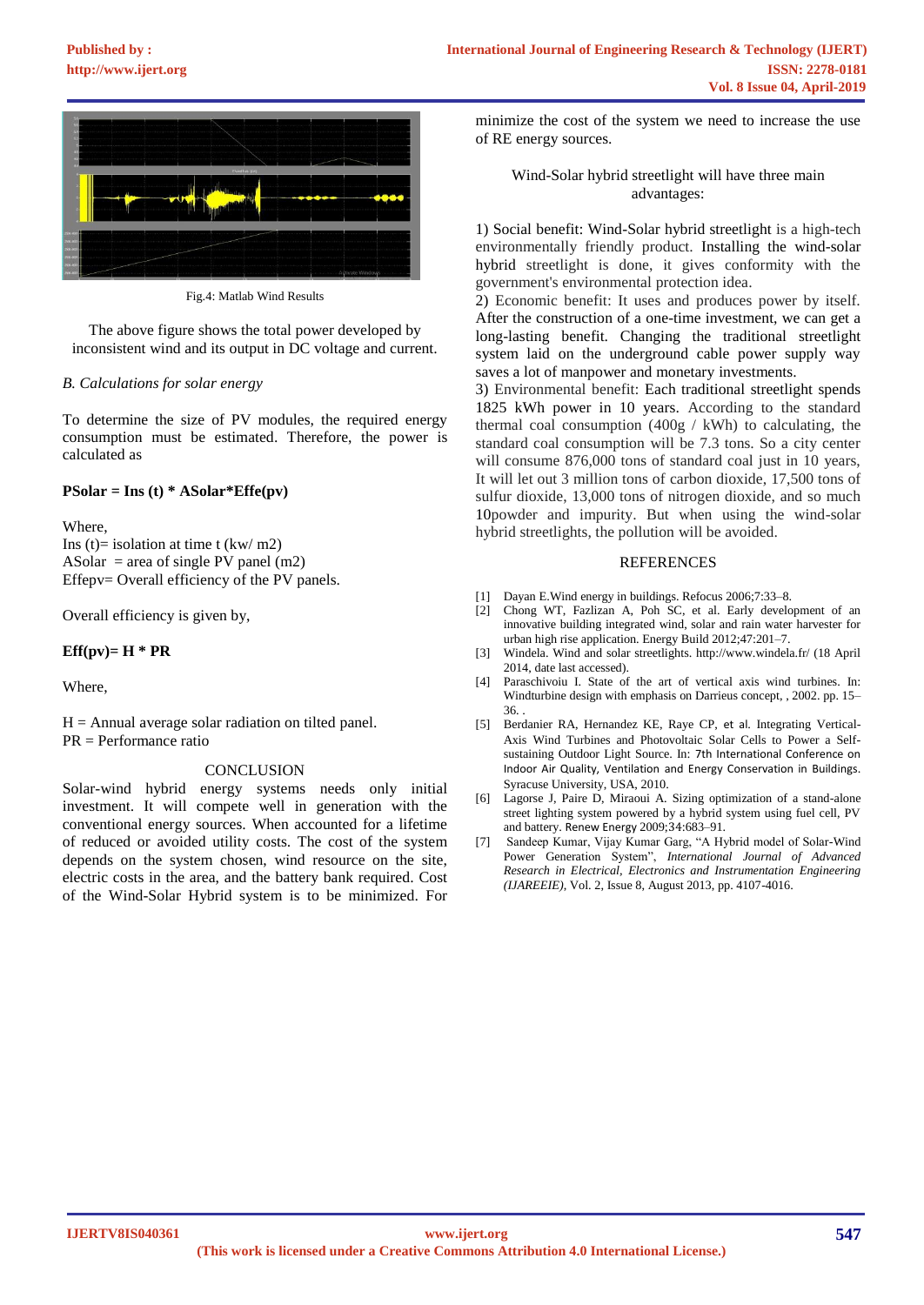Fig.4: Matlab Wind Results

The above figure shows the total power developed by inconsistent wind and its output in DC voltage and current.

### B. Calculations for solar energy

To determine the size of PV modules, the required energy consumption must be estimated. Therefore, the power is calculated as

**PSolar = Ins (t) * ASolar*Effe(pv)**

Where,
Ins (t)= isolation at time t (kw/ m2)
ASolar = area of single PV panel (m2)
Effepv= Overall efficiency of the PV panels.

Overall efficiency is given by,

**Eff(pv)= H * PR**

Where,

H = Annual average solar radiation on tilted panel.
PR = Performance ratio

## CONCLUSION

Solar-wind hybrid energy systems needs only initial investment. It will compete well in generation with the conventional energy sources. When accounted for a lifetime of reduced or avoided utility costs. The cost of the system depends on the system chosen, wind resource on the site, electric costs in the area, and the battery bank required. Cost of the Wind-Solar Hybrid system is to be minimized. For minimize the cost of the system we need to increase the use of RE energy sources.

Wind-Solar hybrid streetlight will have three main advantages:

1) Social benefit: Wind-Solar hybrid streetlight is a high-tech environmentally friendly product. Installing the wind-solar hybrid streetlight is done, it gives conformity with the government's environmental protection idea.
2) Economic benefit: It uses and produces power by itself. After the construction of a one-time investment, we can get a long-lasting benefit. Changing the traditional streetlight system laid on the underground cable power supply way saves a lot of manpower and monetary investments.
3) Environmental benefit: Each traditional streetlight spends 1825 kWh power in 10 years. According to the standard thermal coal consumption (400g / kWh) to calculating, the standard coal consumption will be 7.3 tons. So a city center will consume 876,000 tons of standard coal just in 10 years, It will let out 3 million tons of carbon dioxide, 17,500 tons of sulfur dioxide, 13,000 tons of nitrogen dioxide, and so much 10powder and impurity. But when using the wind-solar hybrid streetlights, the pollution will be avoided.

## REFERENCES

[1] Dayan E.Wind energy in buildings. Refocus 2006;7:33–8.
[2] Chong WT, Fazlizan A, Poh SC, et al. Early development of an innovative building integrated wind, solar and rain water harvester for urban high rise application. Energy Build 2012;47:201–7.
[3] Windela. Wind and solar streetlights. http://www.windela.fr/ (18 April 2014, date last accessed).
[4] Paraschivoiu I. State of the art of vertical axis wind turbines. In: Windturbine design with emphasis on Darrieus concept, , 2002. pp. 15–36. .
[5] Berdanier RA, Hernandez KE, Raye CP, et al. Integrating Vertical-Axis Wind Turbines and Photovoltaic Solar Cells to Power a Self-sustaining Outdoor Light Source. In: 7th International Conference on Indoor Air Quality, Ventilation and Energy Conservation in Buildings. Syracuse University, USA, 2010.
[6] Lagorse J, Paire D, Miraoui A. Sizing optimization of a stand-alone street lighting system powered by a hybrid system using fuel cell, PV and battery. Renew Energy 2009;34:683–91.
[7] Sandeep Kumar, Vijay Kumar Garg, "A Hybrid model of Solar-Wind Power Generation System", *International Journal of Advanced Research in Electrical, Electronics and Instrumentation Engineering (IJAREEIE)*, Vol. 2, Issue 8, August 2013, pp. 4107-4016.